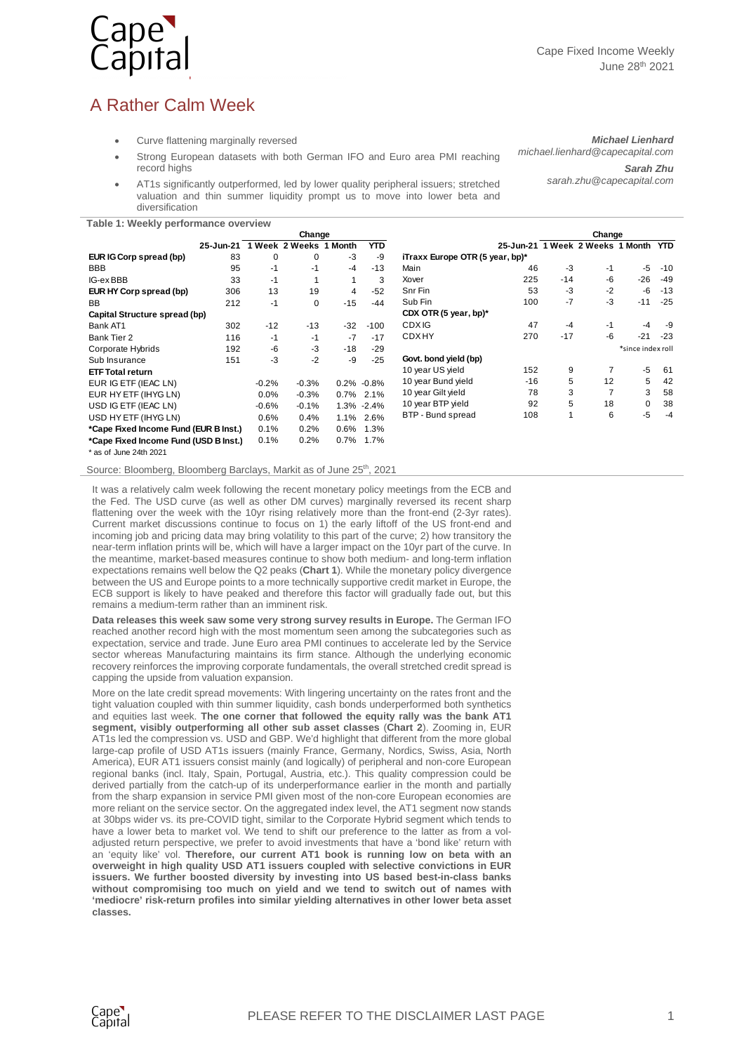Cape Fixed Income Weekly
June 28th 2021

# A Rather Calm Week

- Curve flattening marginally reversed
- Strong European datasets with both German IFO and Euro area PMI reaching record highs
- AT1s significantly outperformed, led by lower quality peripheral issuers; stretched valuation and thin summer liquidity prompt us to move into lower beta and diversification

***Michael Lienhard***
*michael.lienhard@capecapital.com*

***Sarah Zhu***
*sarah.zhu@capecapital.com*

**Table 1: Weekly performance overview**

| | 25-Jun-21 | Change: 1 Week | 2 Weeks | 1 Month | YTD |
|---|---|---|---|---|---|
| **EUR IG Corp spread (bp)** | 83 | 0 | 0 | -3 | -9 |
| BBB | 95 | -1 | -1 | -4 | -13 |
| IG-ex BBB | 33 | -1 | 1 | 1 | 3 |
| **EUR HY Corp spread (bp)** | 306 | 13 | 19 | 4 | -52 |
| BB | 212 | -1 | 0 | -15 | -44 |
| **Capital Structure spread (bp)** | | | | | |
| Bank AT1 | 302 | -12 | -13 | -32 | -100 |
| Bank Tier 2 | 116 | -1 | -1 | -7 | -17 |
| Corporate Hybrids | 192 | -6 | -3 | -18 | -29 |
| Sub Insurance | 151 | -3 | -2 | -9 | -25 |
| **ETF Total return** | | | | | |
| EUR IG ETF (IEAC LN) | | -0.2% | -0.3% | 0.2% | -0.8% |
| EUR HY ETF (IHYG LN) | | 0.0% | -0.3% | 0.7% | 2.1% |
| USD IG ETF (IEAC LN) | | -0.6% | -0.1% | 1.3% | -2.4% |
| USD HY ETF (IHYG LN) | | 0.6% | 0.4% | 1.1% | 2.6% |
| **\*Cape Fixed Income Fund (EUR B Inst.)** | | 0.1% | 0.2% | 0.6% | 1.3% |
| **\*Cape Fixed Income Fund (USD B Inst.)** | | 0.1% | 0.2% | 0.7% | 1.7% |

\* as of June 24th 2021

| | 25-Jun-21 | Change: 1 Week | 2 Weeks | 1 Month | YTD |
|---|---|---|---|---|---|
| **iTraxx Europe OTR (5 year, bp)\*** | | | | | |
| Main | 46 | -3 | -1 | -5 | -10 |
| Xover | 225 | -14 | -6 | -26 | -49 |
| Snr Fin | 53 | -3 | -2 | -6 | -13 |
| Sub Fin | 100 | -7 | -3 | -11 | -25 |
| **CDX OTR (5 year, bp)\*** | | | | | |
| CDX IG | 47 | -4 | -1 | -4 | -9 |
| CDX HY | 270 | -17 | -6 | -21 | -23 |
| | | | | \*since index roll | |
| **Govt. bond yield (bp)** | | | | | |
| 10 year US yield | 152 | 9 | 7 | -5 | 61 |
| 10 year Bund yield | -16 | 5 | 12 | 5 | 42 |
| 10 year Gilt yield | 78 | 3 | 7 | 3 | 58 |
| 10 year BTP yield | 92 | 5 | 18 | 0 | 38 |
| BTP - Bund spread | 108 | 1 | 6 | -5 | -4 |

Source: Bloomberg, Bloomberg Barclays, Markit as of June 25th, 2021

It was a relatively calm week following the recent monetary policy meetings from the ECB and the Fed. The USD curve (as well as other DM curves) marginally reversed its recent sharp flattening over the week with the 10yr rising relatively more than the front-end (2-3yr rates). Current market discussions continue to focus on 1) the early liftoff of the US front-end and incoming job and pricing data may bring volatility to this part of the curve; 2) how transitory the near-term inflation prints will be, which will have a larger impact on the 10yr part of the curve. In the meantime, market-based measures continue to show both medium- and long-term inflation expectations remains well below the Q2 peaks (**Chart 1**). While the monetary policy divergence between the US and Europe points to a more technically supportive credit market in Europe, the ECB support is likely to have peaked and therefore this factor will gradually fade out, but this remains a medium-term rather than an imminent risk.

**Data releases this week saw some very strong survey results in Europe.** The German IFO reached another record high with the most momentum seen among the subcategories such as expectation, service and trade. June Euro area PMI continues to accelerate led by the Service sector whereas Manufacturing maintains its firm stance. Although the underlying economic recovery reinforces the improving corporate fundamentals, the overall stretched credit spread is capping the upside from valuation expansion.

More on the late credit spread movements: With lingering uncertainty on the rates front and the tight valuation coupled with thin summer liquidity, cash bonds underperformed both synthetics and equities last week. **The one corner that followed the equity rally was the bank AT1 segment, visibly outperforming all other sub asset classes** (**Chart 2**). Zooming in, EUR AT1s led the compression vs. USD and GBP. We'd highlight that different from the more global large-cap profile of USD AT1s issuers (mainly France, Germany, Nordics, Swiss, Asia, North America), EUR AT1 issuers consist mainly (and logically) of peripheral and non-core European regional banks (incl. Italy, Spain, Portugal, Austria, etc.). This quality compression could be derived partially from the catch-up of its underperformance earlier in the month and partially from the sharp expansion in service PMI given most of the non-core European economies are more reliant on the service sector. On the aggregated index level, the AT1 segment now stands at 30bps wider vs. its pre-COVID tight, similar to the Corporate Hybrid segment which tends to have a lower beta to market vol. We tend to shift our preference to the latter as from a vol-adjusted return perspective, we prefer to avoid investments that have a 'bond like' return with an 'equity like' vol. **Therefore, our current AT1 book is running low on beta with an overweight in high quality USD AT1 issuers coupled with selective convictions in EUR issuers. We further boosted diversity by investing into US based best-in-class banks without compromising too much on yield and we tend to switch out of names with 'mediocre' risk-return profiles into similar yielding alternatives in other lower beta asset classes.**

PLEASE REFER TO THE DISCLAIMER LAST PAGE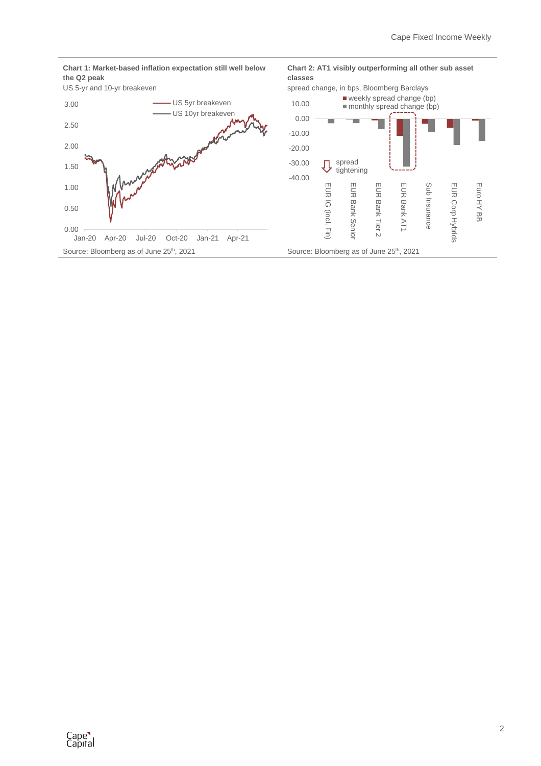**Chart 1: Market-based inflation expectation still well below the Q2 peak**

US 5-yr and 10-yr breakeven

Source: Bloomberg as of June 25th, 2021

**Chart 2: AT1 visibly outperforming all other sub asset classes**

spread change, in bps, Bloomberg Barclays

Source: Bloomberg as of June 25th, 2021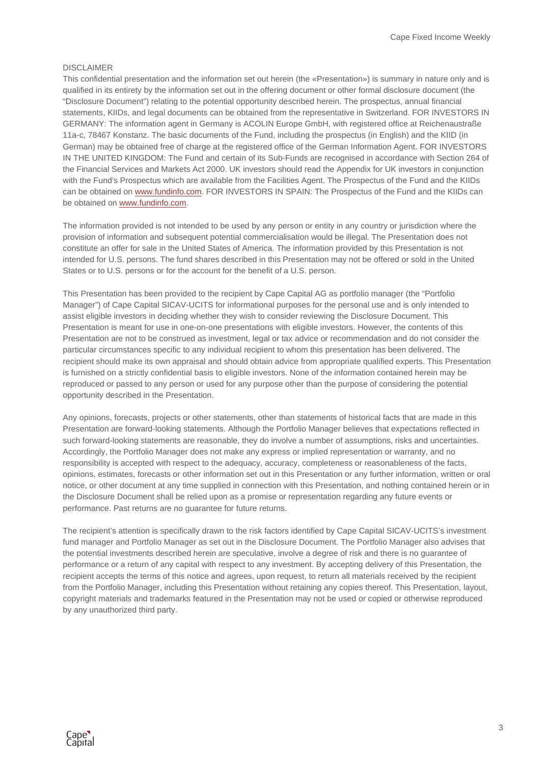DISCLAIMER

This confidential presentation and the information set out herein (the «Presentation») is summary in nature only and is qualified in its entirety by the information set out in the offering document or other formal disclosure document (the "Disclosure Document") relating to the potential opportunity described herein. The prospectus, annual financial statements, KIIDs, and legal documents can be obtained from the representative in Switzerland. FOR INVESTORS IN GERMANY: The information agent in Germany is ACOLIN Europe GmbH, with registered office at Reichenaustraße 11a-c, 78467 Konstanz. The basic documents of the Fund, including the prospectus (in English) and the KIID (in German) may be obtained free of charge at the registered office of the German Information Agent. FOR INVESTORS IN THE UNITED KINGDOM: The Fund and certain of its Sub-Funds are recognised in accordance with Section 264 of the Financial Services and Markets Act 2000. UK investors should read the Appendix for UK investors in conjunction with the Fund's Prospectus which are available from the Facilities Agent. The Prospectus of the Fund and the KIIDs can be obtained on www.fundinfo.com. FOR INVESTORS IN SPAIN: The Prospectus of the Fund and the KIIDs can be obtained on www.fundinfo.com.

The information provided is not intended to be used by any person or entity in any country or jurisdiction where the provision of information and subsequent potential commercialisation would be illegal. The Presentation does not constitute an offer for sale in the United States of America. The information provided by this Presentation is not intended for U.S. persons. The fund shares described in this Presentation may not be offered or sold in the United States or to U.S. persons or for the account for the benefit of a U.S. person.

This Presentation has been provided to the recipient by Cape Capital AG as portfolio manager (the "Portfolio Manager") of Cape Capital SICAV-UCITS for informational purposes for the personal use and is only intended to assist eligible investors in deciding whether they wish to consider reviewing the Disclosure Document. This Presentation is meant for use in one-on-one presentations with eligible investors. However, the contents of this Presentation are not to be construed as investment, legal or tax advice or recommendation and do not consider the particular circumstances specific to any individual recipient to whom this presentation has been delivered. The recipient should make its own appraisal and should obtain advice from appropriate qualified experts. This Presentation is furnished on a strictly confidential basis to eligible investors. None of the information contained herein may be reproduced or passed to any person or used for any purpose other than the purpose of considering the potential opportunity described in the Presentation.

Any opinions, forecasts, projects or other statements, other than statements of historical facts that are made in this Presentation are forward-looking statements. Although the Portfolio Manager believes that expectations reflected in such forward-looking statements are reasonable, they do involve a number of assumptions, risks and uncertainties. Accordingly, the Portfolio Manager does not make any express or implied representation or warranty, and no responsibility is accepted with respect to the adequacy, accuracy, completeness or reasonableness of the facts, opinions, estimates, forecasts or other information set out in this Presentation or any further information, written or oral notice, or other document at any time supplied in connection with this Presentation, and nothing contained herein or in the Disclosure Document shall be relied upon as a promise or representation regarding any future events or performance. Past returns are no guarantee for future returns.

The recipient's attention is specifically drawn to the risk factors identified by Cape Capital SICAV-UCITS's investment fund manager and Portfolio Manager as set out in the Disclosure Document. The Portfolio Manager also advises that the potential investments described herein are speculative, involve a degree of risk and there is no guarantee of performance or a return of any capital with respect to any investment. By accepting delivery of this Presentation, the recipient accepts the terms of this notice and agrees, upon request, to return all materials received by the recipient from the Portfolio Manager, including this Presentation without retaining any copies thereof. This Presentation, layout, copyright materials and trademarks featured in the Presentation may not be used or copied or otherwise reproduced by any unauthorized third party.